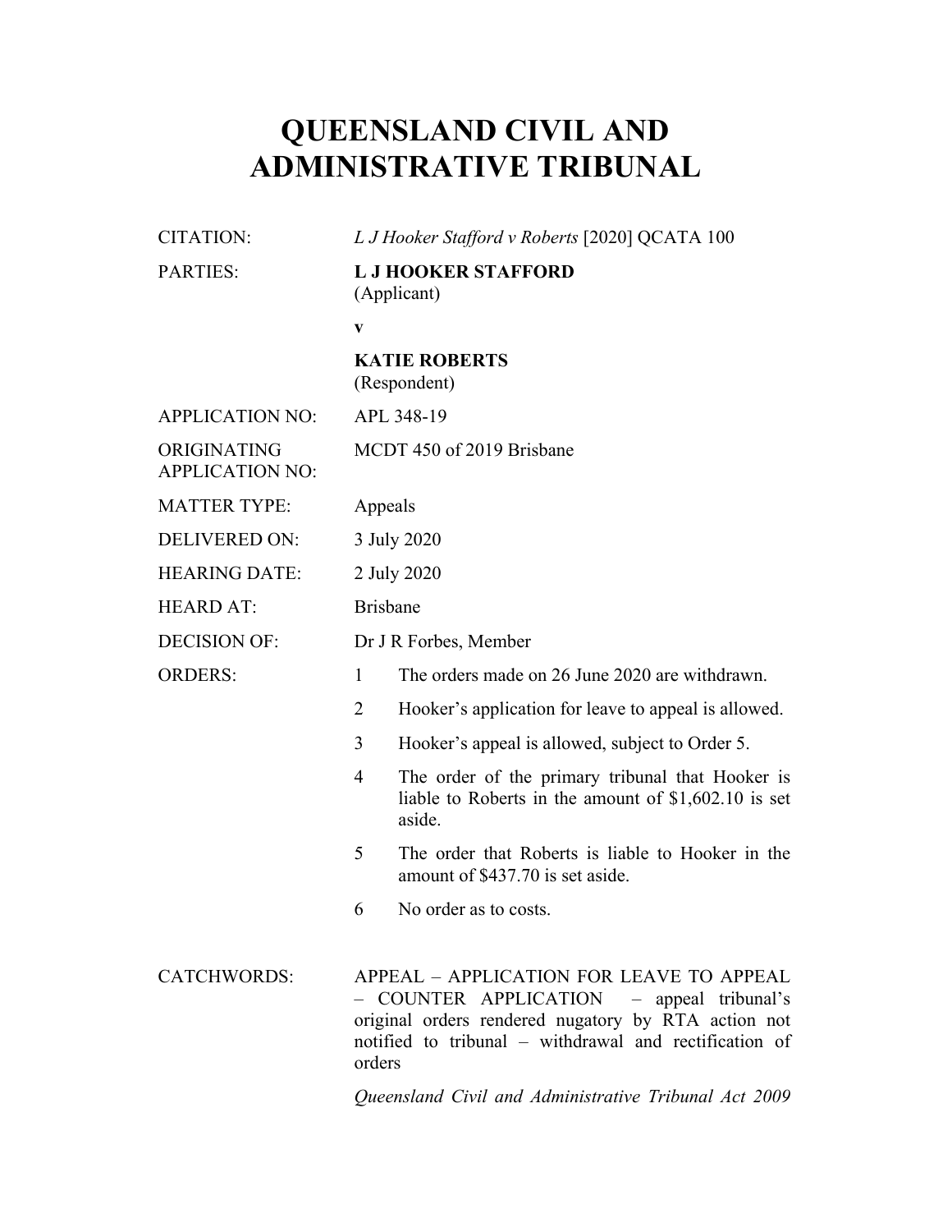# QUEENSLAND CIVIL AND ADMINISTRATIVE TRIBUNAL

| | |
|---|---|
| CITATION: | *L J Hooker Stafford v Roberts* [2020] QCATA 100 |
| PARTIES: | **L J HOOKER STAFFORD**<br>(Applicant)<br>**v**<br>**KATIE ROBERTS**<br>(Respondent) |
| APPLICATION NO: | APL 348-19 |
| ORIGINATING APPLICATION NO: | MCDT 450 of 2019 Brisbane |
| MATTER TYPE: | Appeals |
| DELIVERED ON: | 3 July 2020 |
| HEARING DATE: | 2 July 2020 |
| HEARD AT: | Brisbane |
| DECISION OF: | Dr J R Forbes, Member |
| ORDERS: | 1 The orders made on 26 June 2020 are withdrawn.<br>2 Hooker's application for leave to appeal is allowed.<br>3 Hooker's appeal is allowed, subject to Order 5.<br>4 The order of the primary tribunal that Hooker is liable to Roberts in the amount of $1,602.10 is set aside.<br>5 The order that Roberts is liable to Hooker in the amount of $437.70 is set aside.<br>6 No order as to costs. |
| CATCHWORDS: | APPEAL – APPLICATION FOR LEAVE TO APPEAL – COUNTER APPLICATION – appeal tribunal's original orders rendered nugatory by RTA action not notified to tribunal – withdrawal and rectification of orders<br>*Queensland Civil and Administrative Tribunal Act 2009* |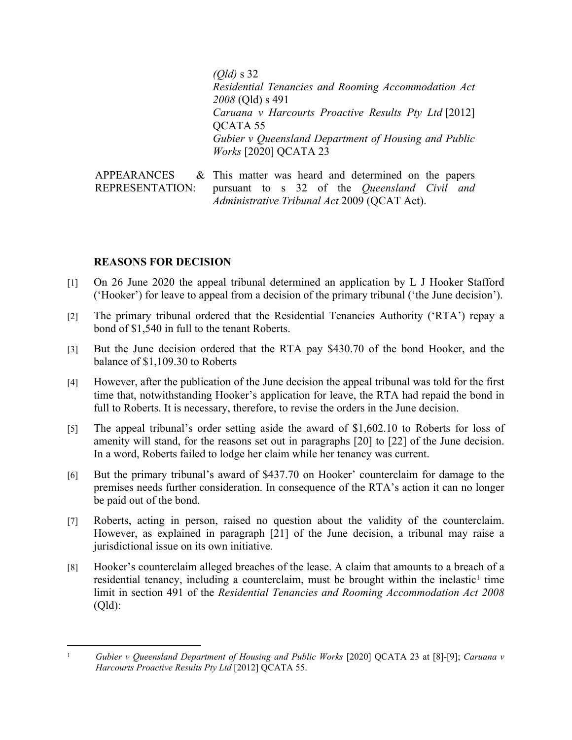*(Qld)* s 32
*Residential Tenancies and Rooming Accommodation Act 2008* (Qld) s 491
*Caruana v Harcourts Proactive Results Pty Ltd* [2012] QCATA 55
*Gubier v Queensland Department of Housing and Public Works* [2020] QCATA 23

| | |
|---|---|
| APPEARANCES & REPRESENTATION: | This matter was heard and determined on the papers pursuant to s 32 of the *Queensland Civil and Administrative Tribunal Act* 2009 (QCAT Act). |

## REASONS FOR DECISION

[1] On 26 June 2020 the appeal tribunal determined an application by L J Hooker Stafford ('Hooker') for leave to appeal from a decision of the primary tribunal ('the June decision').

[2] The primary tribunal ordered that the Residential Tenancies Authority ('RTA') repay a bond of $1,540 in full to the tenant Roberts.

[3] But the June decision ordered that the RTA pay $430.70 of the bond Hooker, and the balance of $1,109.30 to Roberts

[4] However, after the publication of the June decision the appeal tribunal was told for the first time that, notwithstanding Hooker's application for leave, the RTA had repaid the bond in full to Roberts. It is necessary, therefore, to revise the orders in the June decision.

[5] The appeal tribunal's order setting aside the award of $1,602.10 to Roberts for loss of amenity will stand, for the reasons set out in paragraphs [20] to [22] of the June decision. In a word, Roberts failed to lodge her claim while her tenancy was current.

[6] But the primary tribunal's award of $437.70 on Hooker' counterclaim for damage to the premises needs further consideration. In consequence of the RTA's action it can no longer be paid out of the bond.

[7] Roberts, acting in person, raised no question about the validity of the counterclaim. However, as explained in paragraph [21] of the June decision, a tribunal may raise a jurisdictional issue on its own initiative.

[8] Hooker's counterclaim alleged breaches of the lease. A claim that amounts to a breach of a residential tenancy, including a counterclaim, must be brought within the inelastic[1] time limit in section 491 of the *Residential Tenancies and Rooming Accommodation Act 2008* (Qld):

---

[1] *Gubier v Queensland Department of Housing and Public Works* [2020] QCATA 23 at [8]-[9]; *Caruana v Harcourts Proactive Results Pty Ltd* [2012] QCATA 55.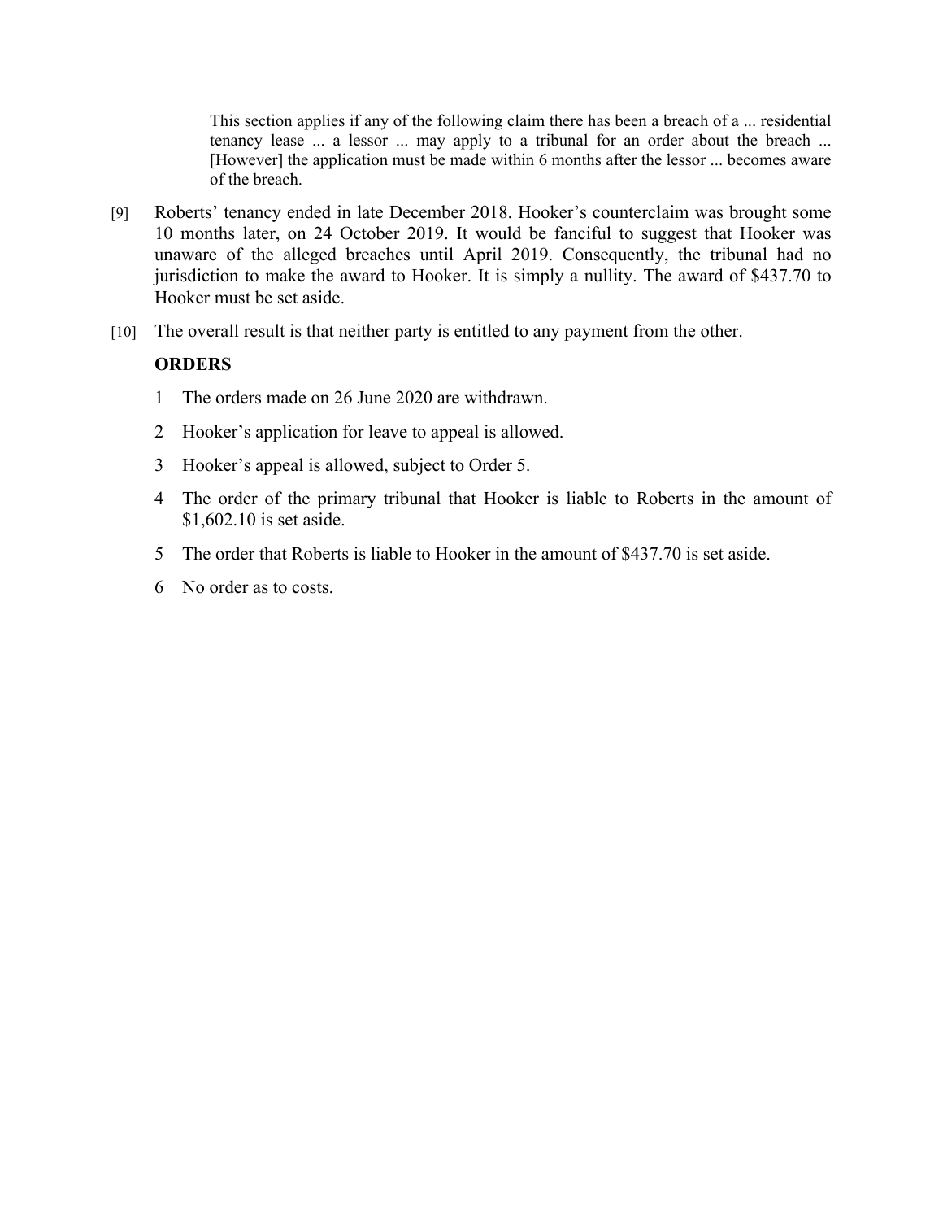> This section applies if any of the following claim there has been a breach of a ... residential tenancy lease ... a lessor ... may apply to a tribunal for an order about the breach ... [However] the application must be made within 6 months after the lessor ... becomes aware of the breach.

[9] Roberts' tenancy ended in late December 2018. Hooker's counterclaim was brought some 10 months later, on 24 October 2019. It would be fanciful to suggest that Hooker was unaware of the alleged breaches until April 2019. Consequently, the tribunal had no jurisdiction to make the award to Hooker. It is simply a nullity. The award of $437.70 to Hooker must be set aside.

[10] The overall result is that neither party is entitled to any payment from the other.

**ORDERS**

1 The orders made on 26 June 2020 are withdrawn.

2 Hooker's application for leave to appeal is allowed.

3 Hooker's appeal is allowed, subject to Order 5.

4 The order of the primary tribunal that Hooker is liable to Roberts in the amount of $1,602.10 is set aside.

5 The order that Roberts is liable to Hooker in the amount of $437.70 is set aside.

6 No order as to costs.